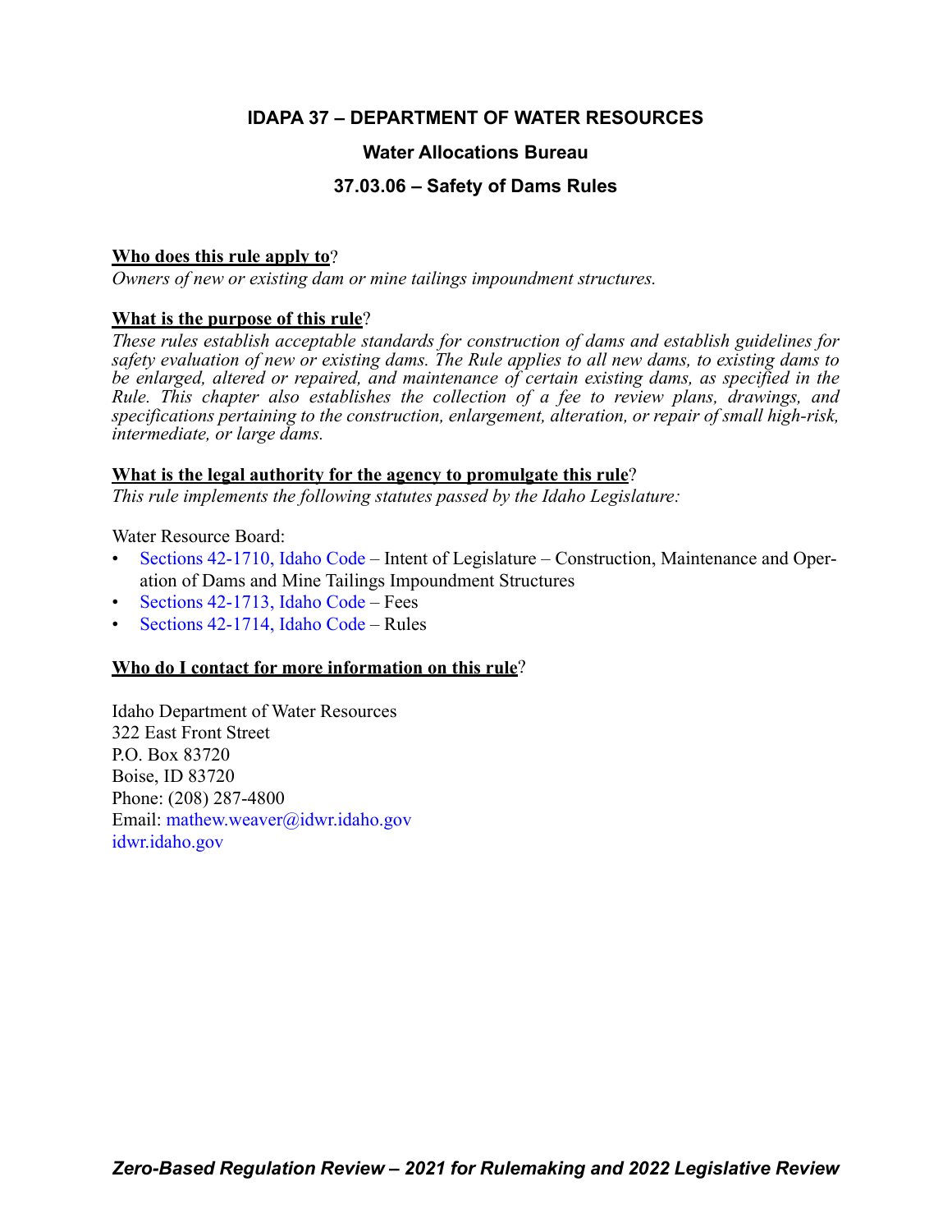# IDAPA 37 – DEPARTMENT OF WATER RESOURCES

## Water Allocations Bureau

## 37.03.06 – Safety of Dams Rules

**Who does this rule apply to**?

*Owners of new or existing dam or mine tailings impoundment structures.*

**What is the purpose of this rule**?

*These rules establish acceptable standards for construction of dams and establish guidelines for safety evaluation of new or existing dams. The Rule applies to all new dams, to existing dams to be enlarged, altered or repaired, and maintenance of certain existing dams, as specified in the Rule. This chapter also establishes the collection of a fee to review plans, drawings, and specifications pertaining to the construction, enlargement, alteration, or repair of small high-risk, intermediate, or large dams.*

**What is the legal authority for the agency to promulgate this rule**?

*This rule implements the following statutes passed by the Idaho Legislature:*

Water Resource Board:

- Sections 42-1710, Idaho Code – Intent of Legislature – Construction, Maintenance and Operation of Dams and Mine Tailings Impoundment Structures
- Sections 42-1713, Idaho Code – Fees
- Sections 42-1714, Idaho Code – Rules

**Who do I contact for more information on this rule**?

Idaho Department of Water Resources
322 East Front Street
P.O. Box 83720
Boise, ID 83720
Phone: (208) 287-4800
Email: mathew.weaver@idwr.idaho.gov
idwr.idaho.gov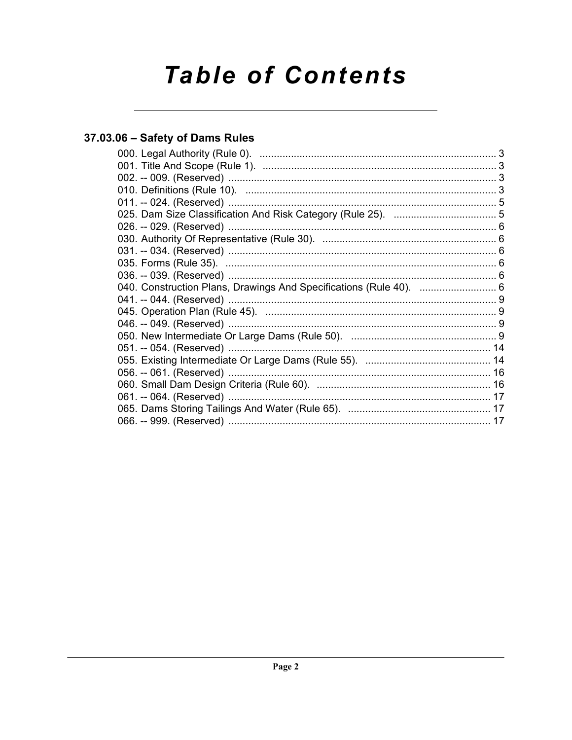# Table of Contents

## 37.03.06 – Safety of Dams Rules

000. Legal Authority (Rule 0). ... 3
001. Title And Scope (Rule 1). ... 3
002. -- 009. (Reserved) ... 3
010. Definitions (Rule 10). ... 3
011. -- 024. (Reserved) ... 5
025. Dam Size Classification And Risk Category (Rule 25). ... 5
026. -- 029. (Reserved) ... 6
030. Authority Of Representative (Rule 30). ... 6
031. -- 034. (Reserved) ... 6
035. Forms (Rule 35). ... 6
036. -- 039. (Reserved) ... 6
040. Construction Plans, Drawings And Specifications (Rule 40). ... 6
041. -- 044. (Reserved) ... 9
045. Operation Plan (Rule 45). ... 9
046. -- 049. (Reserved) ... 9
050. New Intermediate Or Large Dams (Rule 50). ... 9
051. -- 054. (Reserved) ... 14
055. Existing Intermediate Or Large Dams (Rule 55). ... 14
056. -- 061. (Reserved) ... 16
060. Small Dam Design Criteria (Rule 60). ... 16
061. -- 064. (Reserved) ... 17
065. Dams Storing Tailings And Water (Rule 65). ... 17
066. -- 999. (Reserved) ... 17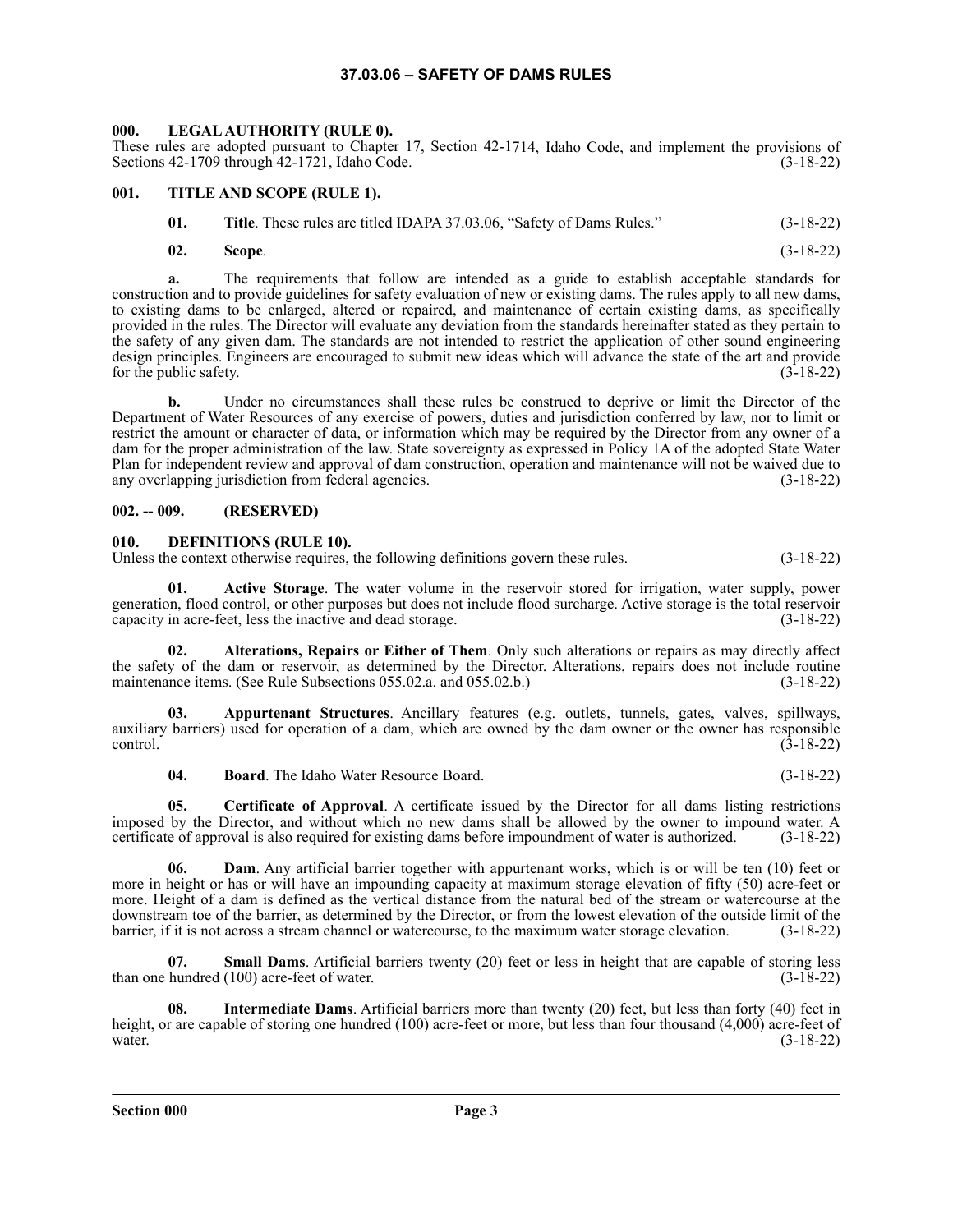# 37.03.06 – SAFETY OF DAMS RULES

## 000. LEGAL AUTHORITY (RULE 0).

These rules are adopted pursuant to Chapter 17, Section 42-1714, Idaho Code, and implement the provisions of Sections 42-1709 through 42-1721, Idaho Code. (3-18-22)

## 001. TITLE AND SCOPE (RULE 1).

**01. Title**. These rules are titled IDAPA 37.03.06, "Safety of Dams Rules." (3-18-22)

**02. Scope**. (3-18-22)

**a.** The requirements that follow are intended as a guide to establish acceptable standards for construction and to provide guidelines for safety evaluation of new or existing dams. The rules apply to all new dams, to existing dams to be enlarged, altered or repaired, and maintenance of certain existing dams, as specifically provided in the rules. The Director will evaluate any deviation from the standards hereinafter stated as they pertain to the safety of any given dam. The standards are not intended to restrict the application of other sound engineering design principles. Engineers are encouraged to submit new ideas which will advance the state of the art and provide for the public safety. (3-18-22)

**b.** Under no circumstances shall these rules be construed to deprive or limit the Director of the Department of Water Resources of any exercise of powers, duties and jurisdiction conferred by law, nor to limit or restrict the amount or character of data, or information which may be required by the Director from any owner of a dam for the proper administration of the law. State sovereignty as expressed in Policy 1A of the adopted State Water Plan for independent review and approval of dam construction, operation and maintenance will not be waived due to any overlapping jurisdiction from federal agencies. (3-18-22)

## 002. -- 009. (RESERVED)

## 010. DEFINITIONS (RULE 10).

Unless the context otherwise requires, the following definitions govern these rules. (3-18-22)

**01. Active Storage**. The water volume in the reservoir stored for irrigation, water supply, power generation, flood control, or other purposes but does not include flood surcharge. Active storage is the total reservoir capacity in acre-feet, less the inactive and dead storage. (3-18-22)

**02. Alterations, Repairs or Either of Them**. Only such alterations or repairs as may directly affect the safety of the dam or reservoir, as determined by the Director. Alterations, repairs does not include routine maintenance items. (See Rule Subsections 055.02.a. and 055.02.b.) (3-18-22)

**03. Appurtenant Structures**. Ancillary features (e.g. outlets, tunnels, gates, valves, spillways, auxiliary barriers) used for operation of a dam, which are owned by the dam owner or the owner has responsible control. (3-18-22)

**04. Board**. The Idaho Water Resource Board. (3-18-22)

**05. Certificate of Approval**. A certificate issued by the Director for all dams listing restrictions imposed by the Director, and without which no new dams shall be allowed by the owner to impound water. A certificate of approval is also required for existing dams before impoundment of water is authorized. (3-18-22)

**06. Dam**. Any artificial barrier together with appurtenant works, which is or will be ten (10) feet or more in height or has or will have an impounding capacity at maximum storage elevation of fifty (50) acre-feet or more. Height of a dam is defined as the vertical distance from the natural bed of the stream or watercourse at the downstream toe of the barrier, as determined by the Director, or from the lowest elevation of the outside limit of the barrier, if it is not across a stream channel or watercourse, to the maximum water storage elevation. (3-18-22)

**07. Small Dams**. Artificial barriers twenty (20) feet or less in height that are capable of storing less than one hundred (100) acre-feet of water. (3-18-22)

**08. Intermediate Dams**. Artificial barriers more than twenty (20) feet, but less than forty (40) feet in height, or are capable of storing one hundred (100) acre-feet or more, but less than four thousand (4,000) acre-feet of water. (3-18-22)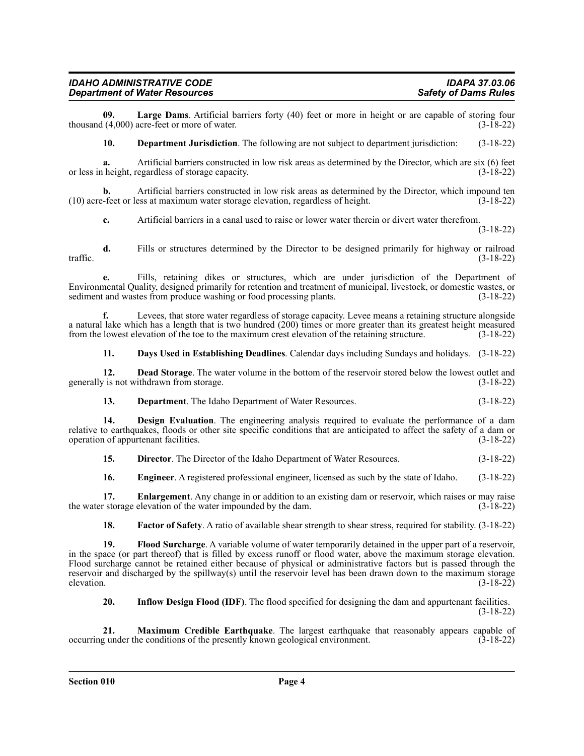**09. Large Dams**. Artificial barriers forty (40) feet or more in height or are capable of storing four thousand (4,000) acre-feet or more of water. (3-18-22)

**10. Department Jurisdiction**. The following are not subject to department jurisdiction: (3-18-22)

**a.** Artificial barriers constructed in low risk areas as determined by the Director, which are six (6) feet or less in height, regardless of storage capacity. (3-18-22)

**b.** Artificial barriers constructed in low risk areas as determined by the Director, which impound ten (10) acre-feet or less at maximum water storage elevation, regardless of height. (3-18-22)

**c.** Artificial barriers in a canal used to raise or lower water therein or divert water therefrom. (3-18-22)

**d.** Fills or structures determined by the Director to be designed primarily for highway or railroad traffic. (3-18-22)

**e.** Fills, retaining dikes or structures, which are under jurisdiction of the Department of Environmental Quality, designed primarily for retention and treatment of municipal, livestock, or domestic wastes, or sediment and wastes from produce washing or food processing plants. (3-18-22)

**f.** Levees, that store water regardless of storage capacity. Levee means a retaining structure alongside a natural lake which has a length that is two hundred (200) times or more greater than its greatest height measured from the lowest elevation of the toe to the maximum crest elevation of the retaining structure. (3-18-22)

**11. Days Used in Establishing Deadlines**. Calendar days including Sundays and holidays. (3-18-22)

**12. Dead Storage**. The water volume in the bottom of the reservoir stored below the lowest outlet and generally is not withdrawn from storage. (3-18-22)

**13. Department**. The Idaho Department of Water Resources. (3-18-22)

**14. Design Evaluation**. The engineering analysis required to evaluate the performance of a dam relative to earthquakes, floods or other site specific conditions that are anticipated to affect the safety of a dam or operation of appurtenant facilities. (3-18-22)

**15. Director**. The Director of the Idaho Department of Water Resources. (3-18-22)

**16. Engineer**. A registered professional engineer, licensed as such by the state of Idaho. (3-18-22)

**17. Enlargement**. Any change in or addition to an existing dam or reservoir, which raises or may raise the water storage elevation of the water impounded by the dam. (3-18-22)

**18. Factor of Safety**. A ratio of available shear strength to shear stress, required for stability. (3-18-22)

**19. Flood Surcharge**. A variable volume of water temporarily detained in the upper part of a reservoir, in the space (or part thereof) that is filled by excess runoff or flood water, above the maximum storage elevation. Flood surcharge cannot be retained either because of physical or administrative factors but is passed through the reservoir and discharged by the spillway(s) until the reservoir level has been drawn down to the maximum storage elevation. (3-18-22)

**20. Inflow Design Flood (IDF)**. The flood specified for designing the dam and appurtenant facilities. (3-18-22)

**21. Maximum Credible Earthquake**. The largest earthquake that reasonably appears capable of occurring under the conditions of the presently known geological environment. (3-18-22)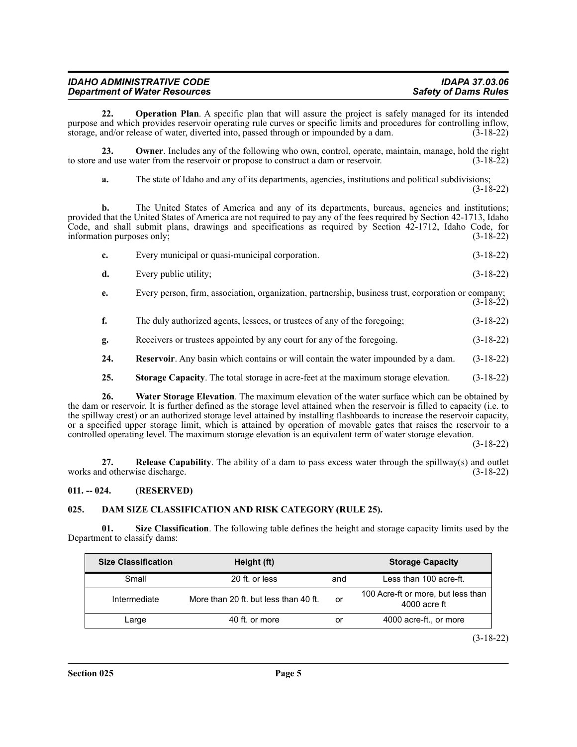**22. Operation Plan**. A specific plan that will assure the project is safely managed for its intended purpose and which provides reservoir operating rule curves or specific limits and procedures for controlling inflow, storage, and/or release of water, diverted into, passed through or impounded by a dam. (3-18-22)

**23. Owner**. Includes any of the following who own, control, operate, maintain, manage, hold the right to store and use water from the reservoir or propose to construct a dam or reservoir. (3-18-22)

**a.** The state of Idaho and any of its departments, agencies, institutions and political subdivisions; (3-18-22)

**b.** The United States of America and any of its departments, bureaus, agencies and institutions; provided that the United States of America are not required to pay any of the fees required by Section 42-1713, Idaho Code, and shall submit plans, drawings and specifications as required by Section 42-1712, Idaho Code, for information purposes only; (3-18-22)

**c.** Every municipal or quasi-municipal corporation. (3-18-22)

**d.** Every public utility; (3-18-22)

**e.** Every person, firm, association, organization, partnership, business trust, corporation or company; (3-18-22)

**f.** The duly authorized agents, lessees, or trustees of any of the foregoing; (3-18-22)

**g.** Receivers or trustees appointed by any court for any of the foregoing. (3-18-22)

**24. Reservoir**. Any basin which contains or will contain the water impounded by a dam. (3-18-22)

**25. Storage Capacity**. The total storage in acre-feet at the maximum storage elevation. (3-18-22)

**26. Water Storage Elevation**. The maximum elevation of the water surface which can be obtained by the dam or reservoir. It is further defined as the storage level attained when the reservoir is filled to capacity (i.e. to the spillway crest) or an authorized storage level attained by installing flashboards to increase the reservoir capacity, or a specified upper storage limit, which is attained by operation of movable gates that raises the reservoir to a controlled operating level. The maximum storage elevation is an equivalent term of water storage elevation. (3-18-22)

**27. Release Capability**. The ability of a dam to pass excess water through the spillway(s) and outlet works and otherwise discharge. (3-18-22)

## 011. -- 024. (RESERVED)

## 025. DAM SIZE CLASSIFICATION AND RISK CATEGORY (RULE 25).

**01. Size Classification**. The following table defines the height and storage capacity limits used by the Department to classify dams:

| Size Classification | Height (ft) | | Storage Capacity |
|---|---|---|---|
| Small | 20 ft. or less | and | Less than 100 acre-ft. |
| Intermediate | More than 20 ft. but less than 40 ft. | or | 100 Acre-ft or more, but less than 4000 acre ft |
| Large | 40 ft. or more | or | 4000 acre-ft., or more |

(3-18-22)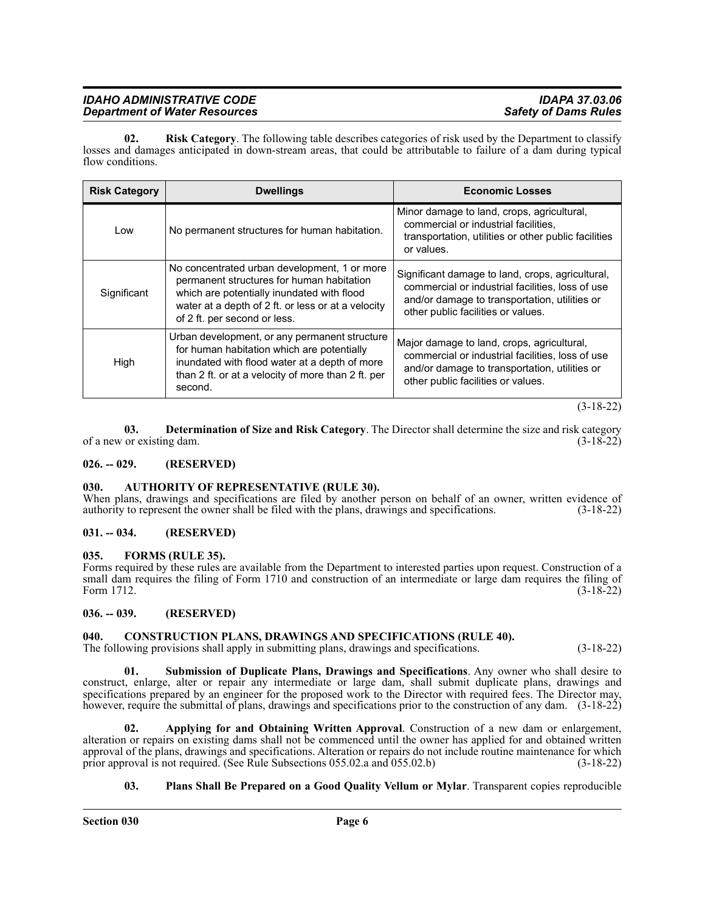**02. Risk Category**. The following table describes categories of risk used by the Department to classify losses and damages anticipated in down-stream areas, that could be attributable to failure of a dam during typical flow conditions.

| Risk Category | Dwellings | Economic Losses |
|---|---|---|
| Low | No permanent structures for human habitation. | Minor damage to land, crops, agricultural, commercial or industrial facilities, transportation, utilities or other public facilities or values. |
| Significant | No concentrated urban development, 1 or more permanent structures for human habitation which are potentially inundated with flood water at a depth of 2 ft. or less or at a velocity of 2 ft. per second or less. | Significant damage to land, crops, agricultural, commercial or industrial facilities, loss of use and/or damage to transportation, utilities or other public facilities or values. |
| High | Urban development, or any permanent structure for human habitation which are potentially inundated with flood water at a depth of more than 2 ft. or at a velocity of more than 2 ft. per second. | Major damage to land, crops, agricultural, commercial or industrial facilities, loss of use and/or damage to transportation, utilities or other public facilities or values. |

(3-18-22)

**03. Determination of Size and Risk Category**. The Director shall determine the size and risk category of a new or existing dam. (3-18-22)

## 026. -- 029. (RESERVED)

## 030. AUTHORITY OF REPRESENTATIVE (RULE 30).

When plans, drawings and specifications are filed by another person on behalf of an owner, written evidence of authority to represent the owner shall be filed with the plans, drawings and specifications. (3-18-22)

## 031. -- 034. (RESERVED)

## 035. FORMS (RULE 35).

Forms required by these rules are available from the Department to interested parties upon request. Construction of a small dam requires the filing of Form 1710 and construction of an intermediate or large dam requires the filing of Form 1712. (3-18-22)

## 036. -- 039. (RESERVED)

## 040. CONSTRUCTION PLANS, DRAWINGS AND SPECIFICATIONS (RULE 40).

The following provisions shall apply in submitting plans, drawings and specifications. (3-18-22)

**01. Submission of Duplicate Plans, Drawings and Specifications**. Any owner who shall desire to construct, enlarge, alter or repair any intermediate or large dam, shall submit duplicate plans, drawings and specifications prepared by an engineer for the proposed work to the Director with required fees. The Director may, however, require the submittal of plans, drawings and specifications prior to the construction of any dam. (3-18-22)

**02. Applying for and Obtaining Written Approval**. Construction of a new dam or enlargement, alteration or repairs on existing dams shall not be commenced until the owner has applied for and obtained written approval of the plans, drawings and specifications. Alteration or repairs do not include routine maintenance for which prior approval is not required. (See Rule Subsections 055.02.a and 055.02.b) (3-18-22)

**03. Plans Shall Be Prepared on a Good Quality Vellum or Mylar**. Transparent copies reproducible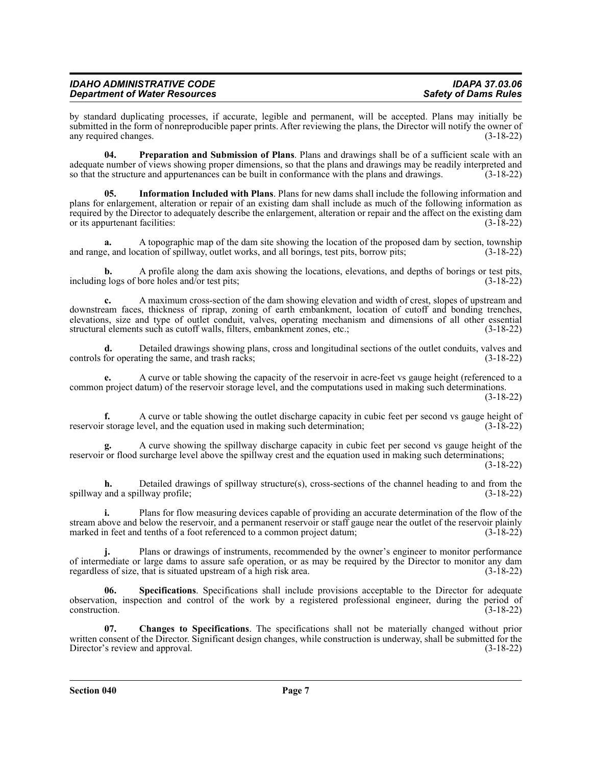by standard duplicating processes, if accurate, legible and permanent, will be accepted. Plans may initially be submitted in the form of nonreproducible paper prints. After reviewing the plans, the Director will notify the owner of any required changes. (3-18-22)

**04. Preparation and Submission of Plans**. Plans and drawings shall be of a sufficient scale with an adequate number of views showing proper dimensions, so that the plans and drawings may be readily interpreted and so that the structure and appurtenances can be built in conformance with the plans and drawings. (3-18-22)

**05. Information Included with Plans**. Plans for new dams shall include the following information and plans for enlargement, alteration or repair of an existing dam shall include as much of the following information as required by the Director to adequately describe the enlargement, alteration or repair and the affect on the existing dam or its appurtenant facilities: (3-18-22)

**a.** A topographic map of the dam site showing the location of the proposed dam by section, township and range, and location of spillway, outlet works, and all borings, test pits, borrow pits; (3-18-22)

**b.** A profile along the dam axis showing the locations, elevations, and depths of borings or test pits, including logs of bore holes and/or test pits; (3-18-22)

**c.** A maximum cross-section of the dam showing elevation and width of crest, slopes of upstream and downstream faces, thickness of riprap, zoning of earth embankment, location of cutoff and bonding trenches, elevations, size and type of outlet conduit, valves, operating mechanism and dimensions of all other essential structural elements such as cutoff walls, filters, embankment zones, etc.; (3-18-22)

**d.** Detailed drawings showing plans, cross and longitudinal sections of the outlet conduits, valves and controls for operating the same, and trash racks; (3-18-22)

**e.** A curve or table showing the capacity of the reservoir in acre-feet vs gauge height (referenced to a common project datum) of the reservoir storage level, and the computations used in making such determinations. (3-18-22)

**f.** A curve or table showing the outlet discharge capacity in cubic feet per second vs gauge height of reservoir storage level, and the equation used in making such determination; (3-18-22)

**g.** A curve showing the spillway discharge capacity in cubic feet per second vs gauge height of the reservoir or flood surcharge level above the spillway crest and the equation used in making such determinations; (3-18-22)

**h.** Detailed drawings of spillway structure(s), cross-sections of the channel heading to and from the spillway and a spillway profile; (3-18-22)

**i.** Plans for flow measuring devices capable of providing an accurate determination of the flow of the stream above and below the reservoir, and a permanent reservoir or staff gauge near the outlet of the reservoir plainly marked in feet and tenths of a foot referenced to a common project datum; (3-18-22)

**j.** Plans or drawings of instruments, recommended by the owner's engineer to monitor performance of intermediate or large dams to assure safe operation, or as may be required by the Director to monitor any dam regardless of size, that is situated upstream of a high risk area. (3-18-22)

**06. Specifications**. Specifications shall include provisions acceptable to the Director for adequate observation, inspection and control of the work by a registered professional engineer, during the period of construction. (3-18-22)

**07. Changes to Specifications**. The specifications shall not be materially changed without prior written consent of the Director. Significant design changes, while construction is underway, shall be submitted for the Director's review and approval. (3-18-22)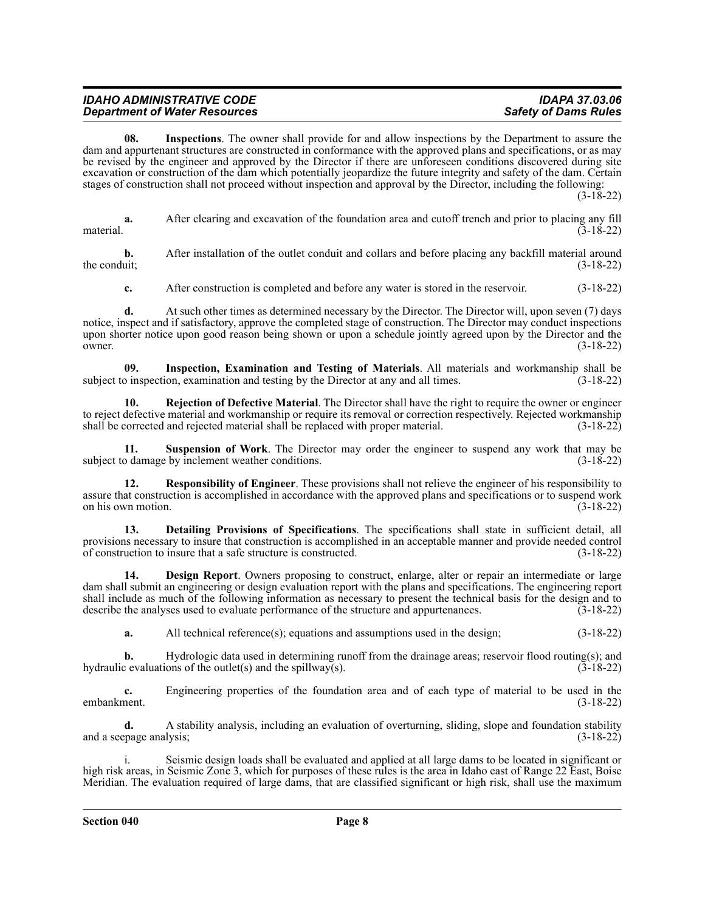**08. Inspections**. The owner shall provide for and allow inspections by the Department to assure the dam and appurtenant structures are constructed in conformance with the approved plans and specifications, or as may be revised by the engineer and approved by the Director if there are unforeseen conditions discovered during site excavation or construction of the dam which potentially jeopardize the future integrity and safety of the dam. Certain stages of construction shall not proceed without inspection and approval by the Director, including the following: (3-18-22)

**a.** After clearing and excavation of the foundation area and cutoff trench and prior to placing any fill material. (3-18-22)

**b.** After installation of the outlet conduit and collars and before placing any backfill material around the conduit; (3-18-22)

**c.** After construction is completed and before any water is stored in the reservoir. (3-18-22)

**d.** At such other times as determined necessary by the Director. The Director will, upon seven (7) days notice, inspect and if satisfactory, approve the completed stage of construction. The Director may conduct inspections upon shorter notice upon good reason being shown or upon a schedule jointly agreed upon by the Director and the owner. (3-18-22)

**09. Inspection, Examination and Testing of Materials**. All materials and workmanship shall be subject to inspection, examination and testing by the Director at any and all times. (3-18-22)

**10. Rejection of Defective Material**. The Director shall have the right to require the owner or engineer to reject defective material and workmanship or require its removal or correction respectively. Rejected workmanship shall be corrected and rejected material shall be replaced with proper material. (3-18-22)

**11. Suspension of Work**. The Director may order the engineer to suspend any work that may be subject to damage by inclement weather conditions. (3-18-22)

**12. Responsibility of Engineer**. These provisions shall not relieve the engineer of his responsibility to assure that construction is accomplished in accordance with the approved plans and specifications or to suspend work on his own motion. (3-18-22)

**13. Detailing Provisions of Specifications**. The specifications shall state in sufficient detail, all provisions necessary to insure that construction is accomplished in an acceptable manner and provide needed control of construction to insure that a safe structure is constructed. (3-18-22)

**14. Design Report**. Owners proposing to construct, enlarge, alter or repair an intermediate or large dam shall submit an engineering or design evaluation report with the plans and specifications. The engineering report shall include as much of the following information as necessary to present the technical basis for the design and to describe the analyses used to evaluate performance of the structure and appurtenances. (3-18-22)

**a.** All technical reference(s); equations and assumptions used in the design; (3-18-22)

**b.** Hydrologic data used in determining runoff from the drainage areas; reservoir flood routing(s); and hydraulic evaluations of the outlet(s) and the spillway(s). (3-18-22)

**c.** Engineering properties of the foundation area and of each type of material to be used in the embankment. (3-18-22)

**d.** A stability analysis, including an evaluation of overturning, sliding, slope and foundation stability and a seepage analysis; (3-18-22)

i. Seismic design loads shall be evaluated and applied at all large dams to be located in significant or high risk areas, in Seismic Zone 3, which for purposes of these rules is the area in Idaho east of Range 22 East, Boise Meridian. The evaluation required of large dams, that are classified significant or high risk, shall use the maximum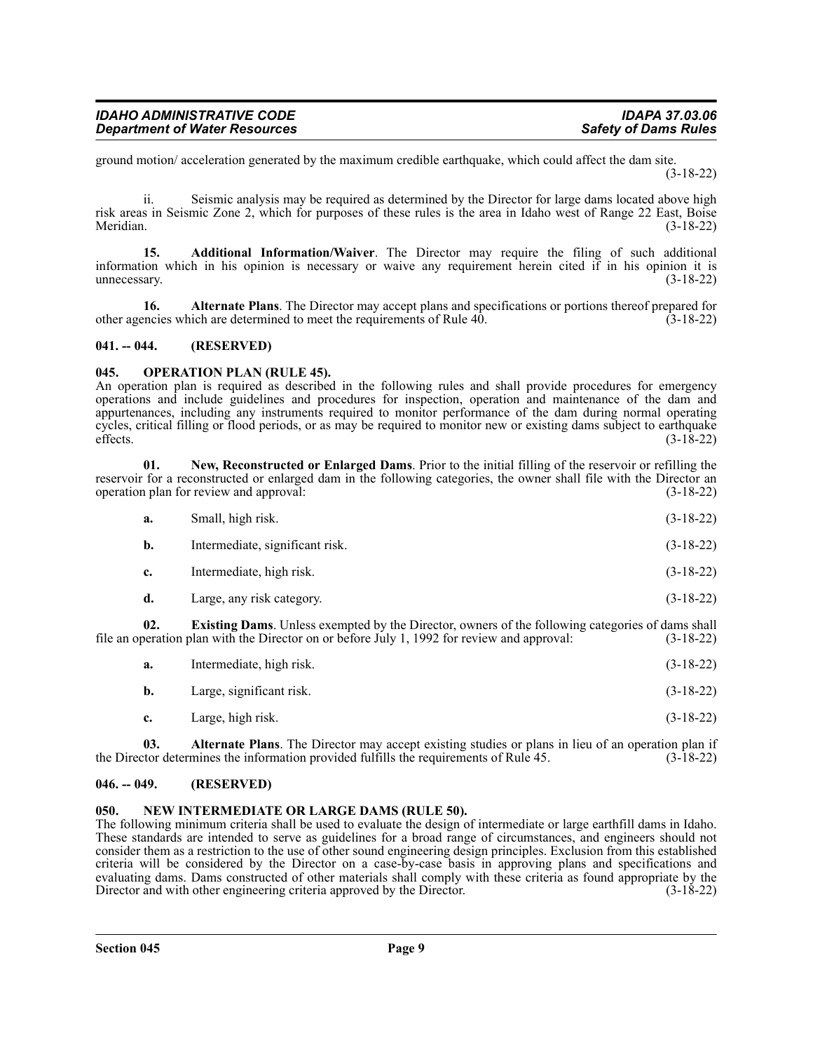ground motion/ acceleration generated by the maximum credible earthquake, which could affect the dam site. (3-18-22)

ii. Seismic analysis may be required as determined by the Director for large dams located above high risk areas in Seismic Zone 2, which for purposes of these rules is the area in Idaho west of Range 22 East, Boise Meridian. (3-18-22)

**15. Additional Information/Waiver**. The Director may require the filing of such additional information which in his opinion is necessary or waive any requirement herein cited if in his opinion it is unnecessary. (3-18-22)

**16. Alternate Plans**. The Director may accept plans and specifications or portions thereof prepared for other agencies which are determined to meet the requirements of Rule 40. (3-18-22)

## 041. -- 044. (RESERVED)

## 045. OPERATION PLAN (RULE 45).

An operation plan is required as described in the following rules and shall provide procedures for emergency operations and include guidelines and procedures for inspection, operation and maintenance of the dam and appurtenances, including any instruments required to monitor performance of the dam during normal operating cycles, critical filling or flood periods, or as may be required to monitor new or existing dams subject to earthquake effects. (3-18-22)

**01. New, Reconstructed or Enlarged Dams**. Prior to the initial filling of the reservoir or refilling the reservoir for a reconstructed or enlarged dam in the following categories, the owner shall file with the Director an operation plan for review and approval: (3-18-22)

**a.** Small, high risk. (3-18-22)

**b.** Intermediate, significant risk. (3-18-22)

**c.** Intermediate, high risk. (3-18-22)

**d.** Large, any risk category. (3-18-22)

**02. Existing Dams**. Unless exempted by the Director, owners of the following categories of dams shall file an operation plan with the Director on or before July 1, 1992 for review and approval: (3-18-22)

**a.** Intermediate, high risk. (3-18-22)

**b.** Large, significant risk. (3-18-22)

**c.** Large, high risk. (3-18-22)

**03. Alternate Plans**. The Director may accept existing studies or plans in lieu of an operation plan if the Director determines the information provided fulfills the requirements of Rule 45. (3-18-22)

## 046. -- 049. (RESERVED)

## 050. NEW INTERMEDIATE OR LARGE DAMS (RULE 50).

The following minimum criteria shall be used to evaluate the design of intermediate or large earthfill dams in Idaho. These standards are intended to serve as guidelines for a broad range of circumstances, and engineers should not consider them as a restriction to the use of other sound engineering design principles. Exclusion from this established criteria will be considered by the Director on a case-by-case basis in approving plans and specifications and evaluating dams. Dams constructed of other materials shall comply with these criteria as found appropriate by the Director and with other engineering criteria approved by the Director. (3-18-22)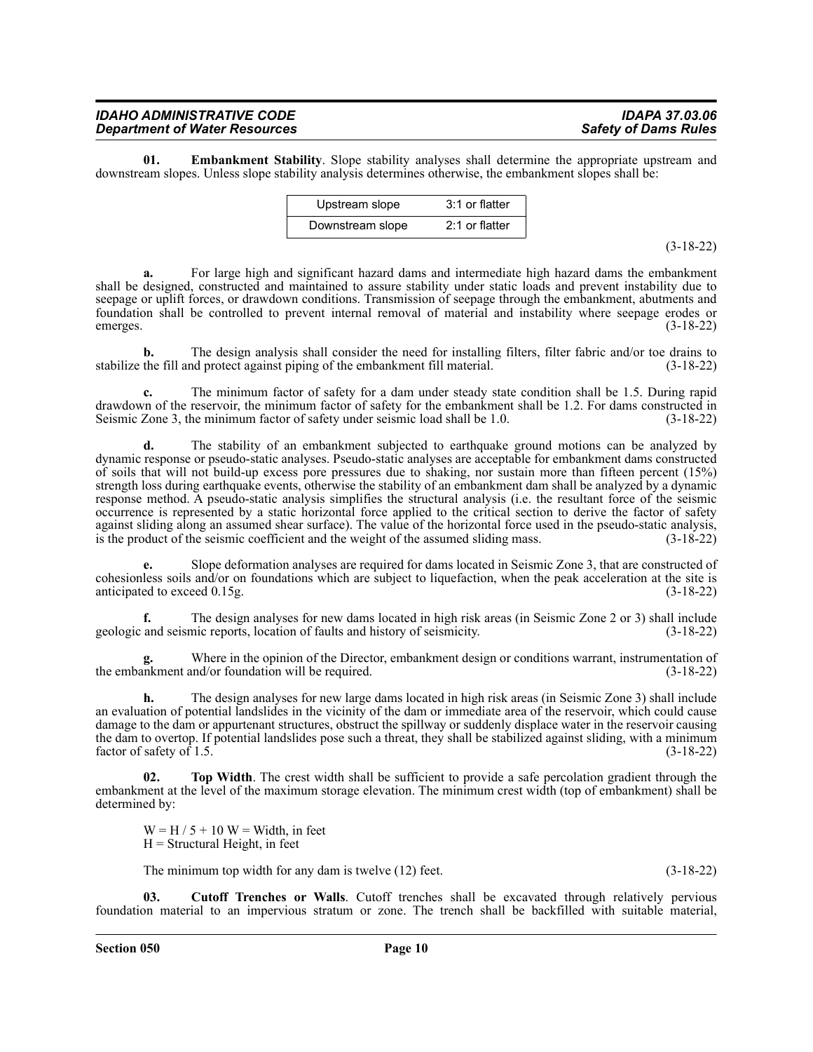**01. Embankment Stability**. Slope stability analyses shall determine the appropriate upstream and downstream slopes. Unless slope stability analysis determines otherwise, the embankment slopes shall be:

| Upstream slope | 3:1 or flatter |
|---|---|
| Downstream slope | 2:1 or flatter |

(3-18-22)

**a.** For large high and significant hazard dams and intermediate high hazard dams the embankment shall be designed, constructed and maintained to assure stability under static loads and prevent instability due to seepage or uplift forces, or drawdown conditions. Transmission of seepage through the embankment, abutments and foundation shall be controlled to prevent internal removal of material and instability where seepage erodes or emerges. (3-18-22)

**b.** The design analysis shall consider the need for installing filters, filter fabric and/or toe drains to stabilize the fill and protect against piping of the embankment fill material. (3-18-22)

**c.** The minimum factor of safety for a dam under steady state condition shall be 1.5. During rapid drawdown of the reservoir, the minimum factor of safety for the embankment shall be 1.2. For dams constructed in Seismic Zone 3, the minimum factor of safety under seismic load shall be 1.0. (3-18-22)

**d.** The stability of an embankment subjected to earthquake ground motions can be analyzed by dynamic response or pseudo-static analyses. Pseudo-static analyses are acceptable for embankment dams constructed of soils that will not build-up excess pore pressures due to shaking, nor sustain more than fifteen percent (15%) strength loss during earthquake events, otherwise the stability of an embankment dam shall be analyzed by a dynamic response method. A pseudo-static analysis simplifies the structural analysis (i.e. the resultant force of the seismic occurrence is represented by a static horizontal force applied to the critical section to derive the factor of safety against sliding along an assumed shear surface). The value of the horizontal force used in the pseudo-static analysis, is the product of the seismic coefficient and the weight of the assumed sliding mass. (3-18-22)

**e.** Slope deformation analyses are required for dams located in Seismic Zone 3, that are constructed of cohesionless soils and/or on foundations which are subject to liquefaction, when the peak acceleration at the site is anticipated to exceed 0.15g. (3-18-22)

**f.** The design analyses for new dams located in high risk areas (in Seismic Zone 2 or 3) shall include geologic and seismic reports, location of faults and history of seismicity. (3-18-22)

**g.** Where in the opinion of the Director, embankment design or conditions warrant, instrumentation of the embankment and/or foundation will be required. (3-18-22)

**h.** The design analyses for new large dams located in high risk areas (in Seismic Zone 3) shall include an evaluation of potential landslides in the vicinity of the dam or immediate area of the reservoir, which could cause damage to the dam or appurtenant structures, obstruct the spillway or suddenly displace water in the reservoir causing the dam to overtop. If potential landslides pose such a threat, they shall be stabilized against sliding, with a minimum factor of safety of 1.5. (3-18-22)

**02. Top Width**. The crest width shall be sufficient to provide a safe percolation gradient through the embankment at the level of the maximum storage elevation. The minimum crest width (top of embankment) shall be determined by:

$W = H / 5 + 10$ W = Width, in feet
H = Structural Height, in feet

The minimum top width for any dam is twelve (12) feet. (3-18-22)

**03. Cutoff Trenches or Walls**. Cutoff trenches shall be excavated through relatively pervious foundation material to an impervious stratum or zone. The trench shall be backfilled with suitable material,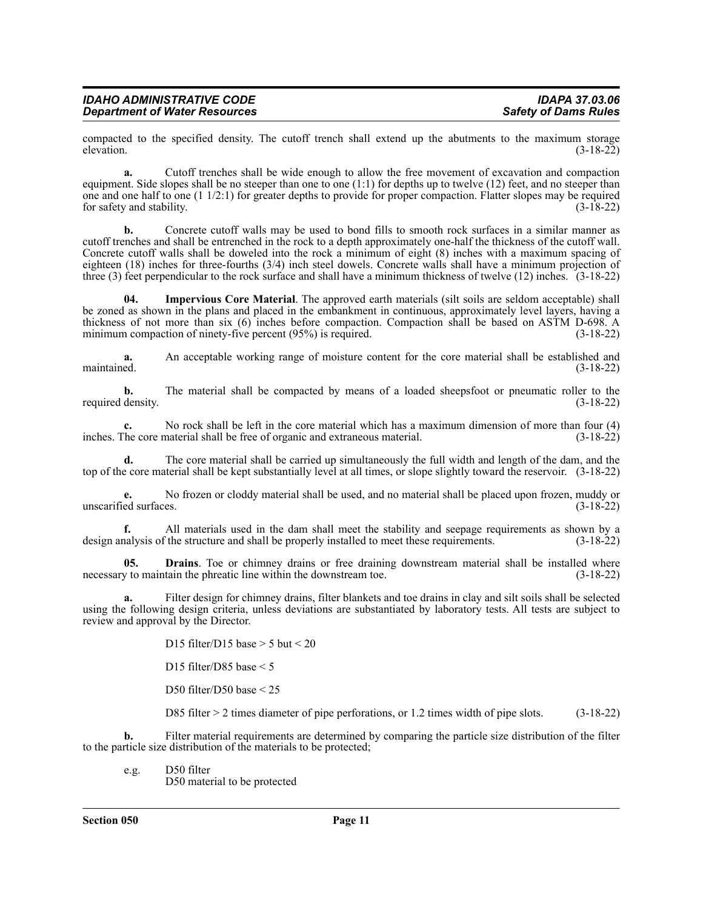compacted to the specified density. The cutoff trench shall extend up the abutments to the maximum storage elevation. (3-18-22)

**a.** Cutoff trenches shall be wide enough to allow the free movement of excavation and compaction equipment. Side slopes shall be no steeper than one to one (1:1) for depths up to twelve (12) feet, and no steeper than one and one half to one (1 1/2:1) for greater depths to provide for proper compaction. Flatter slopes may be required for safety and stability. (3-18-22)

**b.** Concrete cutoff walls may be used to bond fills to smooth rock surfaces in a similar manner as cutoff trenches and shall be entrenched in the rock to a depth approximately one-half the thickness of the cutoff wall. Concrete cutoff walls shall be doweled into the rock a minimum of eight (8) inches with a maximum spacing of eighteen (18) inches for three-fourths (3/4) inch steel dowels. Concrete walls shall have a minimum projection of three (3) feet perpendicular to the rock surface and shall have a minimum thickness of twelve (12) inches. (3-18-22)

**04. Impervious Core Material**. The approved earth materials (silt soils are seldom acceptable) shall be zoned as shown in the plans and placed in the embankment in continuous, approximately level layers, having a thickness of not more than six (6) inches before compaction. Compaction shall be based on ASTM D-698. A minimum compaction of ninety-five percent (95%) is required. (3-18-22)

**a.** An acceptable working range of moisture content for the core material shall be established and maintained. (3-18-22)

**b.** The material shall be compacted by means of a loaded sheepsfoot or pneumatic roller to the required density. (3-18-22)

**c.** No rock shall be left in the core material which has a maximum dimension of more than four (4) inches. The core material shall be free of organic and extraneous material. (3-18-22)

**d.** The core material shall be carried up simultaneously the full width and length of the dam, and the top of the core material shall be kept substantially level at all times, or slope slightly toward the reservoir. (3-18-22)

**e.** No frozen or cloddy material shall be used, and no material shall be placed upon frozen, muddy or unscarified surfaces. (3-18-22)

**f.** All materials used in the dam shall meet the stability and seepage requirements as shown by a design analysis of the structure and shall be properly installed to meet these requirements. (3-18-22)

**05. Drains**. Toe or chimney drains or free draining downstream material shall be installed where necessary to maintain the phreatic line within the downstream toe. (3-18-22)

**a.** Filter design for chimney drains, filter blankets and toe drains in clay and silt soils shall be selected using the following design criteria, unless deviations are substantiated by laboratory tests. All tests are subject to review and approval by the Director.

D15 filter/D15 base > 5 but < 20

D15 filter/D85 base < 5

D50 filter/D50 base < 25

D85 filter > 2 times diameter of pipe perforations, or 1.2 times width of pipe slots. (3-18-22)

**b.** Filter material requirements are determined by comparing the particle size distribution of the filter to the particle size distribution of the materials to be protected;

e.g. D50 filter
D50 material to be protected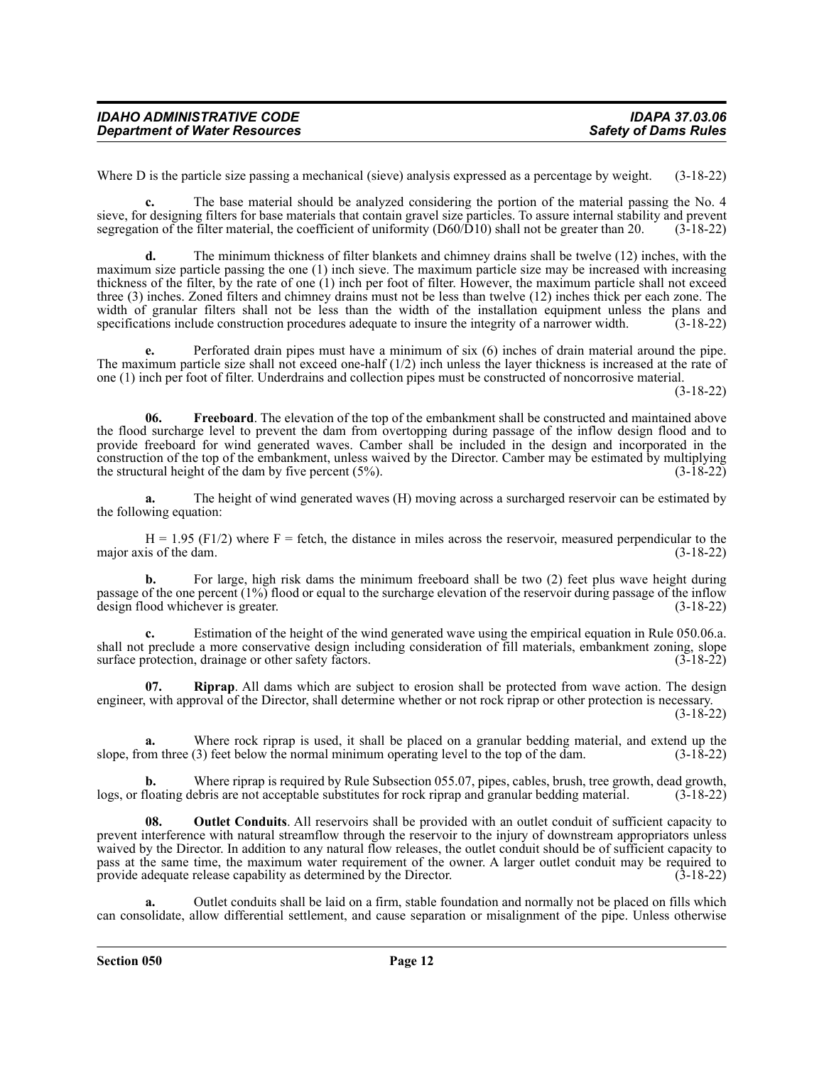Where D is the particle size passing a mechanical (sieve) analysis expressed as a percentage by weight. (3-18-22)

**c.** The base material should be analyzed considering the portion of the material passing the No. 4 sieve, for designing filters for base materials that contain gravel size particles. To assure internal stability and prevent segregation of the filter material, the coefficient of uniformity ($D60/D10$) shall not be greater than 20. (3-18-22)

**d.** The minimum thickness of filter blankets and chimney drains shall be twelve (12) inches, with the maximum size particle passing the one (1) inch sieve. The maximum particle size may be increased with increasing thickness of the filter, by the rate of one (1) inch per foot of filter. However, the maximum particle shall not exceed three (3) inches. Zoned filters and chimney drains must not be less than twelve (12) inches thick per each zone. The width of granular filters shall not be less than the width of the installation equipment unless the plans and specifications include construction procedures adequate to insure the integrity of a narrower width. (3-18-22)

**e.** Perforated drain pipes must have a minimum of six (6) inches of drain material around the pipe. The maximum particle size shall not exceed one-half (1/2) inch unless the layer thickness is increased at the rate of one (1) inch per foot of filter. Underdrains and collection pipes must be constructed of noncorrosive material. (3-18-22)

**06. Freeboard**. The elevation of the top of the embankment shall be constructed and maintained above the flood surcharge level to prevent the dam from overtopping during passage of the inflow design flood and to provide freeboard for wind generated waves. Camber shall be included in the design and incorporated in the construction of the top of the embankment, unless waived by the Director. Camber may be estimated by multiplying the structural height of the dam by five percent (5%). (3-18-22)

**a.** The height of wind generated waves (H) moving across a surcharged reservoir can be estimated by the following equation:

$H = 1.95 (F1/2)$ where F = fetch, the distance in miles across the reservoir, measured perpendicular to the major axis of the dam. (3-18-22)

**b.** For large, high risk dams the minimum freeboard shall be two (2) feet plus wave height during passage of the one percent (1%) flood or equal to the surcharge elevation of the reservoir during passage of the inflow design flood whichever is greater. (3-18-22)

**c.** Estimation of the height of the wind generated wave using the empirical equation in Rule 050.06.a. shall not preclude a more conservative design including consideration of fill materials, embankment zoning, slope surface protection, drainage or other safety factors. (3-18-22)

**07. Riprap**. All dams which are subject to erosion shall be protected from wave action. The design engineer, with approval of the Director, shall determine whether or not rock riprap or other protection is necessary. (3-18-22)

**a.** Where rock riprap is used, it shall be placed on a granular bedding material, and extend up the slope, from three (3) feet below the normal minimum operating level to the top of the dam. (3-18-22)

**b.** Where riprap is required by Rule Subsection 055.07, pipes, cables, brush, tree growth, dead growth, logs, or floating debris are not acceptable substitutes for rock riprap and granular bedding material. (3-18-22)

**08. Outlet Conduits**. All reservoirs shall be provided with an outlet conduit of sufficient capacity to prevent interference with natural streamflow through the reservoir to the injury of downstream appropriators unless waived by the Director. In addition to any natural flow releases, the outlet conduit should be of sufficient capacity to pass at the same time, the maximum water requirement of the owner. A larger outlet conduit may be required to provide adequate release capability as determined by the Director. (3-18-22)

**a.** Outlet conduits shall be laid on a firm, stable foundation and normally not be placed on fills which can consolidate, allow differential settlement, and cause separation or misalignment of the pipe. Unless otherwise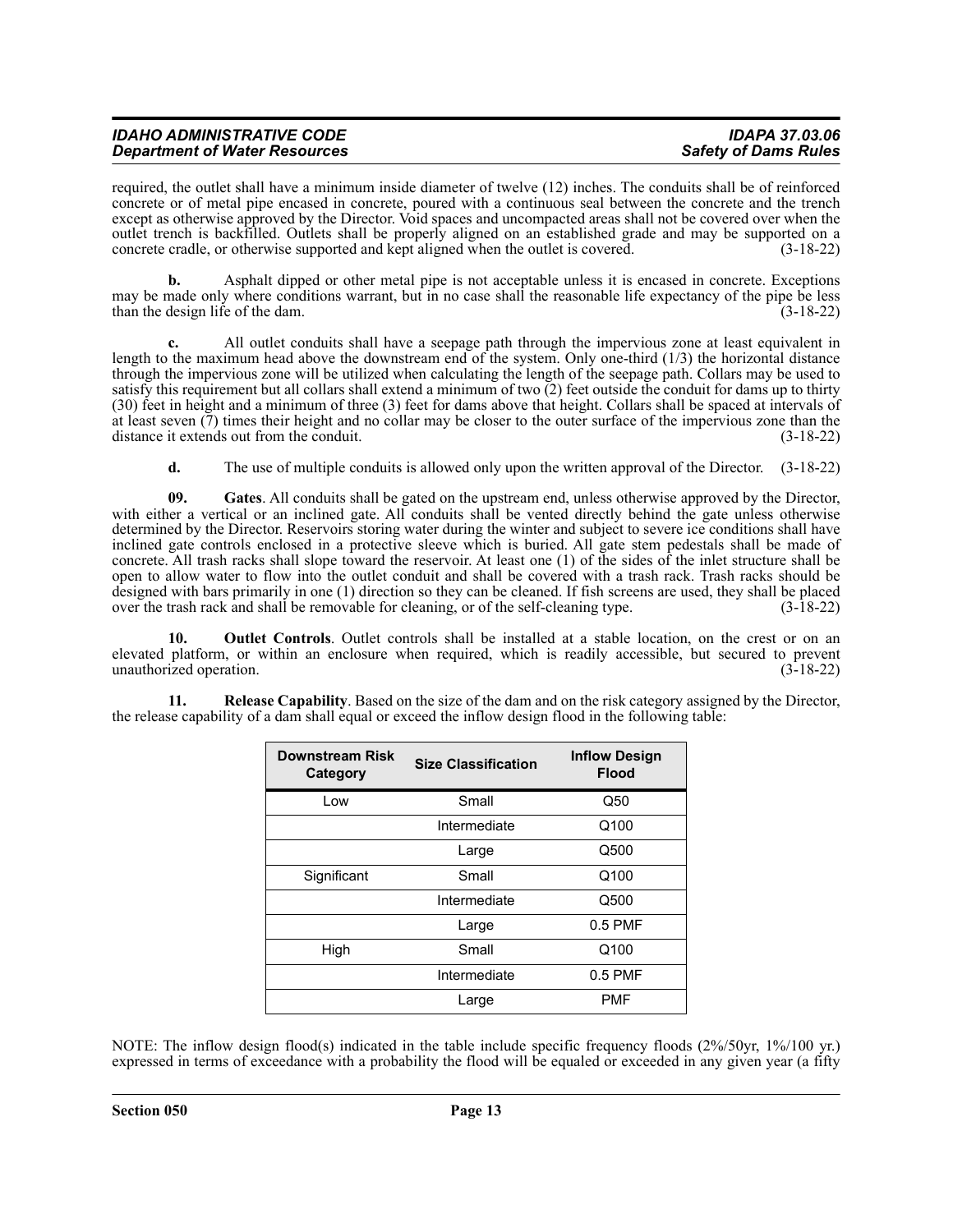required, the outlet shall have a minimum inside diameter of twelve (12) inches. The conduits shall be of reinforced concrete or of metal pipe encased in concrete, poured with a continuous seal between the concrete and the trench except as otherwise approved by the Director. Void spaces and uncompacted areas shall not be covered over when the outlet trench is backfilled. Outlets shall be properly aligned on an established grade and may be supported on a concrete cradle, or otherwise supported and kept aligned when the outlet is covered. (3-18-22)

**b.** Asphalt dipped or other metal pipe is not acceptable unless it is encased in concrete. Exceptions may be made only where conditions warrant, but in no case shall the reasonable life expectancy of the pipe be less than the design life of the dam. (3-18-22)

**c.** All outlet conduits shall have a seepage path through the impervious zone at least equivalent in length to the maximum head above the downstream end of the system. Only one-third (1/3) the horizontal distance through the impervious zone will be utilized when calculating the length of the seepage path. Collars may be used to satisfy this requirement but all collars shall extend a minimum of two (2) feet outside the conduit for dams up to thirty (30) feet in height and a minimum of three (3) feet for dams above that height. Collars shall be spaced at intervals of at least seven (7) times their height and no collar may be closer to the outer surface of the impervious zone than the distance it extends out from the conduit. (3-18-22)

**d.** The use of multiple conduits is allowed only upon the written approval of the Director. (3-18-22)

**09. Gates**. All conduits shall be gated on the upstream end, unless otherwise approved by the Director, with either a vertical or an inclined gate. All conduits shall be vented directly behind the gate unless otherwise determined by the Director. Reservoirs storing water during the winter and subject to severe ice conditions shall have inclined gate controls enclosed in a protective sleeve which is buried. All gate stem pedestals shall be made of concrete. All trash racks shall slope toward the reservoir. At least one (1) of the sides of the inlet structure shall be open to allow water to flow into the outlet conduit and shall be covered with a trash rack. Trash racks should be designed with bars primarily in one (1) direction so they can be cleaned. If fish screens are used, they shall be placed over the trash rack and shall be removable for cleaning, or of the self-cleaning type. (3-18-22)

**10. Outlet Controls**. Outlet controls shall be installed at a stable location, on the crest or on an elevated platform, or within an enclosure when required, which is readily accessible, but secured to prevent unauthorized operation. (3-18-22)

**11. Release Capability**. Based on the size of the dam and on the risk category assigned by the Director, the release capability of a dam shall equal or exceed the inflow design flood in the following table:

| Downstream Risk Category | Size Classification | Inflow Design Flood |
|---|---|---|
| Low | Small | Q50 |
| | Intermediate | Q100 |
| | Large | Q500 |
| Significant | Small | Q100 |
| | Intermediate | Q500 |
| | Large | 0.5 PMF |
| High | Small | Q100 |
| | Intermediate | 0.5 PMF |
| | Large | PMF |

NOTE: The inflow design flood(s) indicated in the table include specific frequency floods (2%/50yr, 1%/100 yr.) expressed in terms of exceedance with a probability the flood will be equaled or exceeded in any given year (a fifty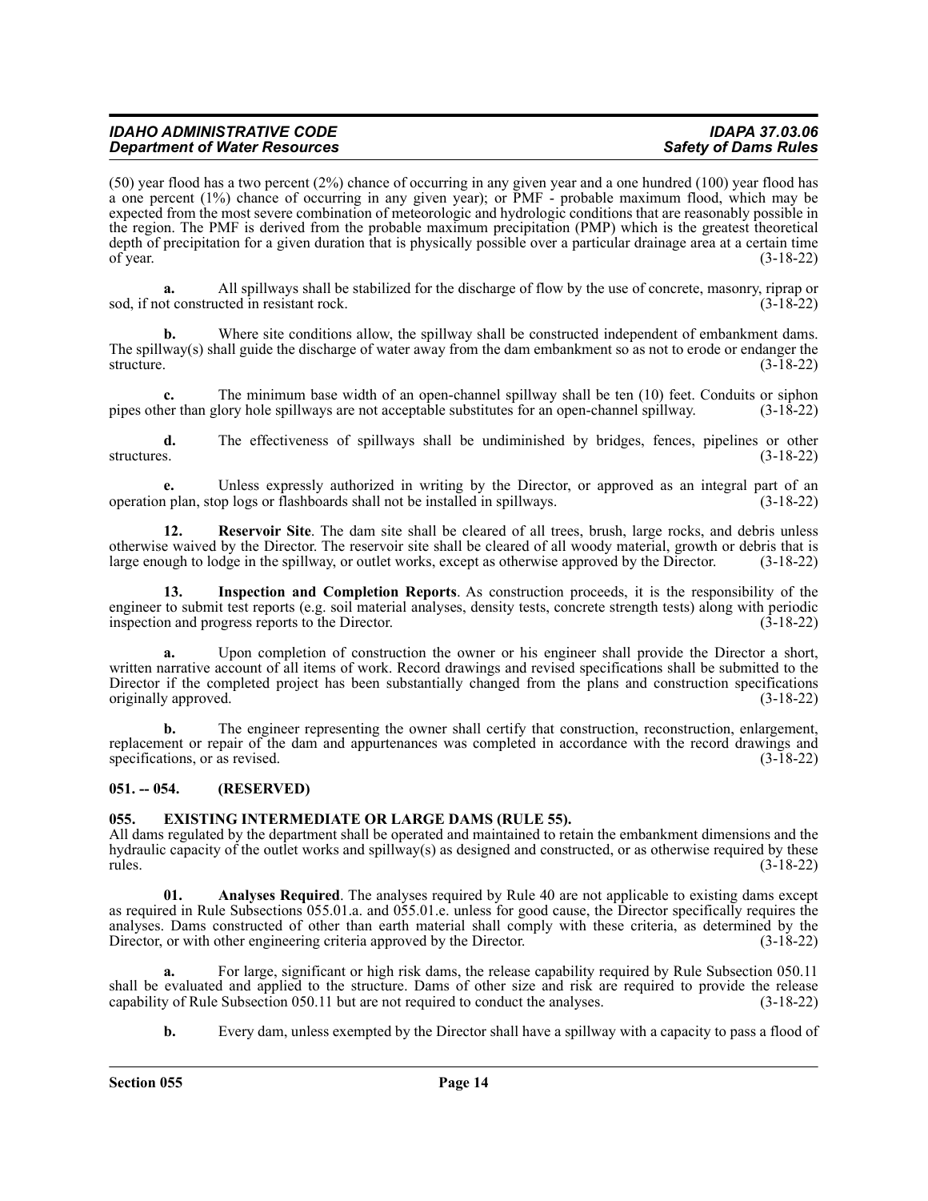(50) year flood has a two percent (2%) chance of occurring in any given year and a one hundred (100) year flood has a one percent (1%) chance of occurring in any given year); or PMF - probable maximum flood, which may be expected from the most severe combination of meteorologic and hydrologic conditions that are reasonably possible in the region. The PMF is derived from the probable maximum precipitation (PMP) which is the greatest theoretical depth of precipitation for a given duration that is physically possible over a particular drainage area at a certain time of year. (3-18-22)

**a.** All spillways shall be stabilized for the discharge of flow by the use of concrete, masonry, riprap or sod, if not constructed in resistant rock. (3-18-22)

**b.** Where site conditions allow, the spillway shall be constructed independent of embankment dams. The spillway(s) shall guide the discharge of water away from the dam embankment so as not to erode or endanger the structure. (3-18-22)

**c.** The minimum base width of an open-channel spillway shall be ten (10) feet. Conduits or siphon pipes other than glory hole spillways are not acceptable substitutes for an open-channel spillway. (3-18-22)

**d.** The effectiveness of spillways shall be undiminished by bridges, fences, pipelines or other structures. (3-18-22)

**e.** Unless expressly authorized in writing by the Director, or approved as an integral part of an operation plan, stop logs or flashboards shall not be installed in spillways. (3-18-22)

**12. Reservoir Site**. The dam site shall be cleared of all trees, brush, large rocks, and debris unless otherwise waived by the Director. The reservoir site shall be cleared of all woody material, growth or debris that is large enough to lodge in the spillway, or outlet works, except as otherwise approved by the Director. (3-18-22)

**13. Inspection and Completion Reports**. As construction proceeds, it is the responsibility of the engineer to submit test reports (e.g. soil material analyses, density tests, concrete strength tests) along with periodic inspection and progress reports to the Director. (3-18-22)

**a.** Upon completion of construction the owner or his engineer shall provide the Director a short, written narrative account of all items of work. Record drawings and revised specifications shall be submitted to the Director if the completed project has been substantially changed from the plans and construction specifications originally approved. (3-18-22)

**b.** The engineer representing the owner shall certify that construction, reconstruction, enlargement, replacement or repair of the dam and appurtenances was completed in accordance with the record drawings and specifications, or as revised. (3-18-22)

## 051. -- 054. (RESERVED)

## 055. EXISTING INTERMEDIATE OR LARGE DAMS (RULE 55).

All dams regulated by the department shall be operated and maintained to retain the embankment dimensions and the hydraulic capacity of the outlet works and spillway(s) as designed and constructed, or as otherwise required by these rules. (3-18-22)

**01. Analyses Required**. The analyses required by Rule 40 are not applicable to existing dams except as required in Rule Subsections 055.01.a. and 055.01.e. unless for good cause, the Director specifically requires the analyses. Dams constructed of other than earth material shall comply with these criteria, as determined by the Director, or with other engineering criteria approved by the Director. (3-18-22)

**a.** For large, significant or high risk dams, the release capability required by Rule Subsection 050.11 shall be evaluated and applied to the structure. Dams of other size and risk are required to provide the release capability of Rule Subsection 050.11 but are not required to conduct the analyses. (3-18-22)

**b.** Every dam, unless exempted by the Director shall have a spillway with a capacity to pass a flood of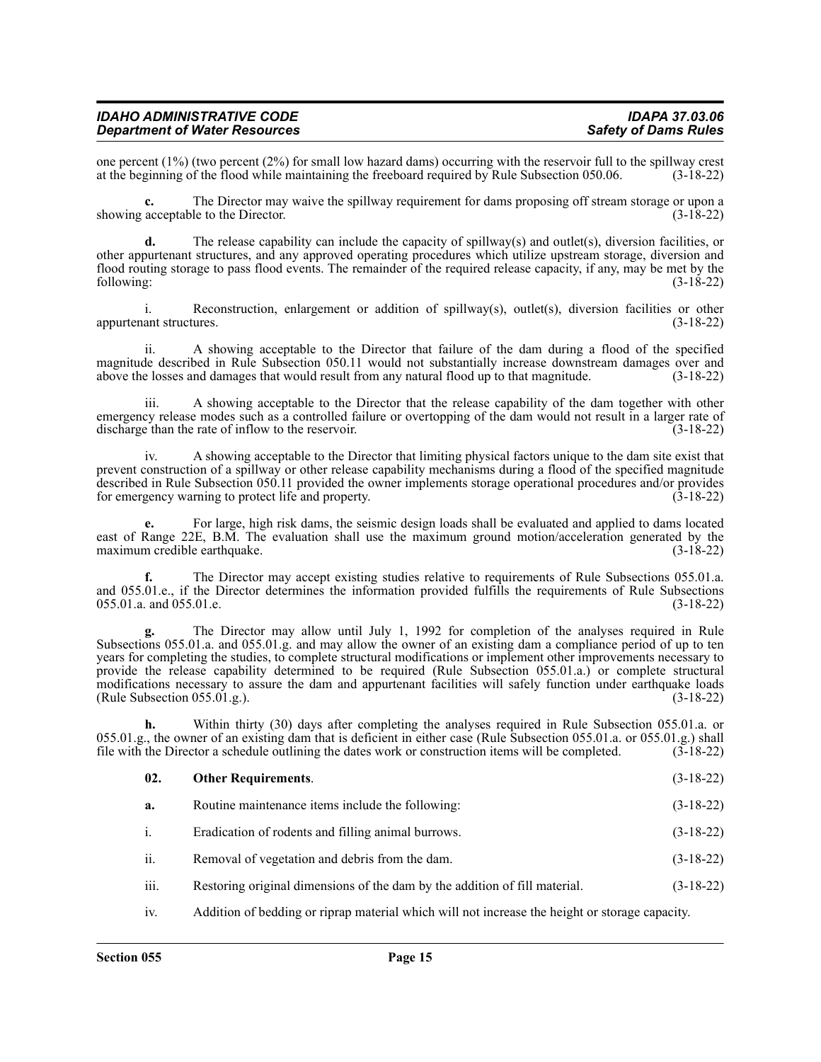one percent (1%) (two percent (2%) for small low hazard dams) occurring with the reservoir full to the spillway crest at the beginning of the flood while maintaining the freeboard required by Rule Subsection 050.06. (3-18-22)

**c.** The Director may waive the spillway requirement for dams proposing off stream storage or upon a showing acceptable to the Director. (3-18-22)

**d.** The release capability can include the capacity of spillway(s) and outlet(s), diversion facilities, or other appurtenant structures, and any approved operating procedures which utilize upstream storage, diversion and flood routing storage to pass flood events. The remainder of the required release capacity, if any, may be met by the following: (3-18-22)

i. Reconstruction, enlargement or addition of spillway(s), outlet(s), diversion facilities or other appurtenant structures. (3-18-22)

ii. A showing acceptable to the Director that failure of the dam during a flood of the specified magnitude described in Rule Subsection 050.11 would not substantially increase downstream damages over and above the losses and damages that would result from any natural flood up to that magnitude. (3-18-22)

iii. A showing acceptable to the Director that the release capability of the dam together with other emergency release modes such as a controlled failure or overtopping of the dam would not result in a larger rate of discharge than the rate of inflow to the reservoir. (3-18-22)

iv. A showing acceptable to the Director that limiting physical factors unique to the dam site exist that prevent construction of a spillway or other release capability mechanisms during a flood of the specified magnitude described in Rule Subsection 050.11 provided the owner implements storage operational procedures and/or provides for emergency warning to protect life and property. (3-18-22)

**e.** For large, high risk dams, the seismic design loads shall be evaluated and applied to dams located east of Range 22E, B.M. The evaluation shall use the maximum ground motion/acceleration generated by the maximum credible earthquake. (3-18-22)

**f.** The Director may accept existing studies relative to requirements of Rule Subsections 055.01.a. and 055.01.e., if the Director determines the information provided fulfills the requirements of Rule Subsections 055.01.a. and 055.01.e. (3-18-22)

**g.** The Director may allow until July 1, 1992 for completion of the analyses required in Rule Subsections 055.01.a. and 055.01.g. and may allow the owner of an existing dam a compliance period of up to ten years for completing the studies, to complete structural modifications or implement other improvements necessary to provide the release capability determined to be required (Rule Subsection 055.01.a.) or complete structural modifications necessary to assure the dam and appurtenant facilities will safely function under earthquake loads (Rule Subsection 055.01.g.). (3-18-22)

**h.** Within thirty (30) days after completing the analyses required in Rule Subsection 055.01.a. or 055.01.g., the owner of an existing dam that is deficient in either case (Rule Subsection 055.01.a. or 055.01.g.) shall file with the Director a schedule outlining the dates work or construction items will be completed. (3-18-22)

**02. Other Requirements**. (3-18-22)

**a.** Routine maintenance items include the following: (3-18-22)

i. Eradication of rodents and filling animal burrows. (3-18-22)

ii. Removal of vegetation and debris from the dam. (3-18-22)

iii. Restoring original dimensions of the dam by the addition of fill material. (3-18-22)

iv. Addition of bedding or riprap material which will not increase the height or storage capacity.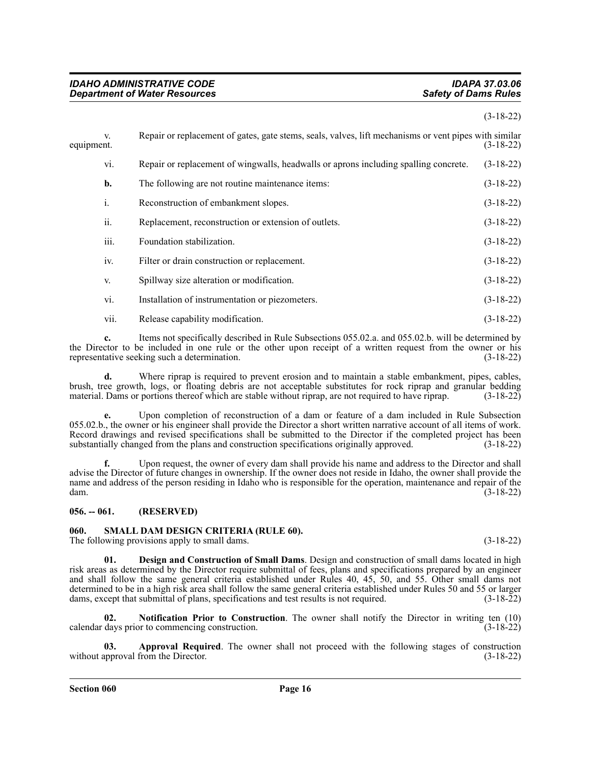(3-18-22)

v. Repair or replacement of gates, gate stems, seals, valves, lift mechanisms or vent pipes with similar equipment. (3-18-22)

vi. Repair or replacement of wingwalls, headwalls or aprons including spalling concrete. (3-18-22)

**b.** The following are not routine maintenance items: (3-18-22)

i. Reconstruction of embankment slopes. (3-18-22)

ii. Replacement, reconstruction or extension of outlets. (3-18-22)

iii. Foundation stabilization. (3-18-22)

iv. Filter or drain construction or replacement. (3-18-22)

v. Spillway size alteration or modification. (3-18-22)

vi. Installation of instrumentation or piezometers. (3-18-22)

vii. Release capability modification. (3-18-22)

**c.** Items not specifically described in Rule Subsections 055.02.a. and 055.02.b. will be determined by the Director to be included in one rule or the other upon receipt of a written request from the owner or his representative seeking such a determination. (3-18-22)

**d.** Where riprap is required to prevent erosion and to maintain a stable embankment, pipes, cables, brush, tree growth, logs, or floating debris are not acceptable substitutes for rock riprap and granular bedding material. Dams or portions thereof which are stable without riprap, are not required to have riprap. (3-18-22)

**e.** Upon completion of reconstruction of a dam or feature of a dam included in Rule Subsection 055.02.b., the owner or his engineer shall provide the Director a short written narrative account of all items of work. Record drawings and revised specifications shall be submitted to the Director if the completed project has been substantially changed from the plans and construction specifications originally approved. (3-18-22)

**f.** Upon request, the owner of every dam shall provide his name and address to the Director and shall advise the Director of future changes in ownership. If the owner does not reside in Idaho, the owner shall provide the name and address of the person residing in Idaho who is responsible for the operation, maintenance and repair of the dam. (3-18-22)

## 056. -- 061. (RESERVED)

## 060. SMALL DAM DESIGN CRITERIA (RULE 60).

The following provisions apply to small dams. (3-18-22)

**01. Design and Construction of Small Dams**. Design and construction of small dams located in high risk areas as determined by the Director require submittal of fees, plans and specifications prepared by an engineer and shall follow the same general criteria established under Rules 40, 45, 50, and 55. Other small dams not determined to be in a high risk area shall follow the same general criteria established under Rules 50 and 55 or larger dams, except that submittal of plans, specifications and test results is not required. (3-18-22)

**02. Notification Prior to Construction**. The owner shall notify the Director in writing ten (10) calendar days prior to commencing construction. (3-18-22)

**03. Approval Required**. The owner shall not proceed with the following stages of construction without approval from the Director. (3-18-22)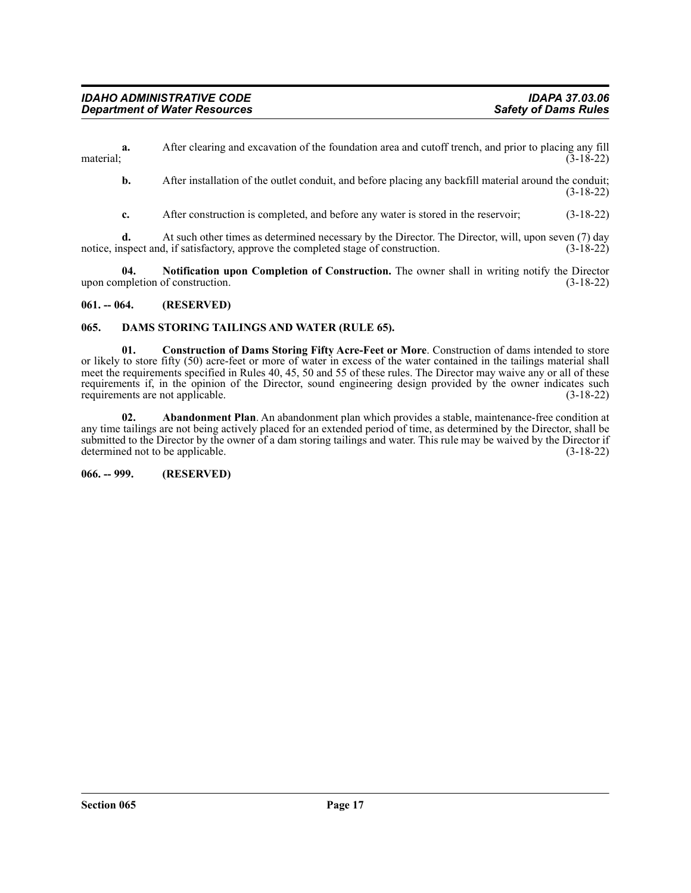**a.** After clearing and excavation of the foundation area and cutoff trench, and prior to placing any fill material; (3-18-22)

**b.** After installation of the outlet conduit, and before placing any backfill material around the conduit; (3-18-22)

**c.** After construction is completed, and before any water is stored in the reservoir; (3-18-22)

**d.** At such other times as determined necessary by the Director. The Director, will, upon seven (7) day notice, inspect and, if satisfactory, approve the completed stage of construction. (3-18-22)

**04. Notification upon Completion of Construction.** The owner shall in writing notify the Director upon completion of construction. (3-18-22)

**061. -- 064. (RESERVED)**

**065. DAMS STORING TAILINGS AND WATER (RULE 65).**

**01. Construction of Dams Storing Fifty Acre-Feet or More**. Construction of dams intended to store or likely to store fifty (50) acre-feet or more of water in excess of the water contained in the tailings material shall meet the requirements specified in Rules 40, 45, 50 and 55 of these rules. The Director may waive any or all of these requirements if, in the opinion of the Director, sound engineering design provided by the owner indicates such requirements are not applicable. (3-18-22)

**02. Abandonment Plan**. An abandonment plan which provides a stable, maintenance-free condition at any time tailings are not being actively placed for an extended period of time, as determined by the Director, shall be submitted to the Director by the owner of a dam storing tailings and water. This rule may be waived by the Director if determined not to be applicable. (3-18-22)

**066. -- 999. (RESERVED)**